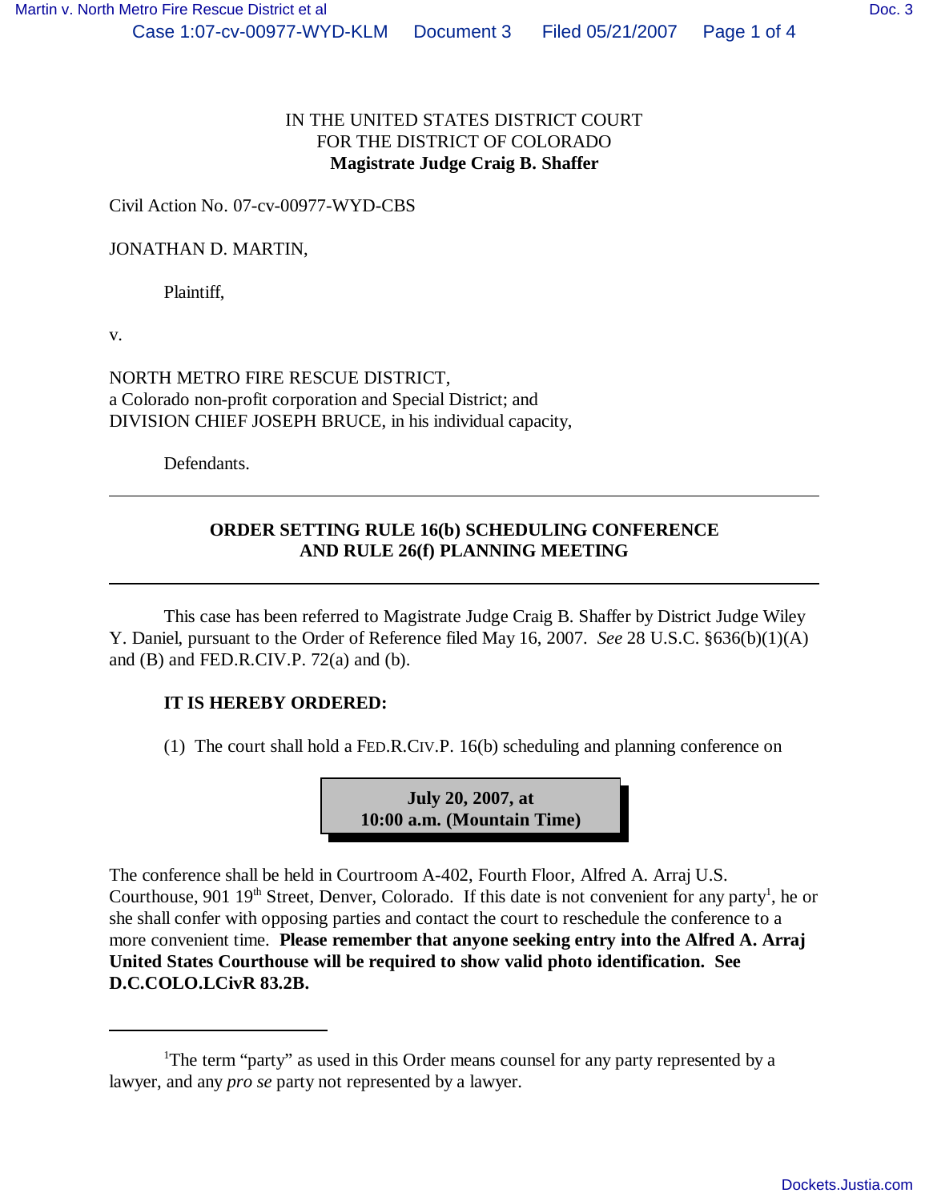IN THE UNITED STATES DISTRICT COURT
FOR THE DISTRICT OF COLORADO
**Magistrate Judge Craig B. Shaffer**

Civil Action No. 07-cv-00977-WYD-CBS

JONATHAN D. MARTIN,

Plaintiff,

v.

NORTH METRO FIRE RESCUE DISTRICT,
a Colorado non-profit corporation and Special District; and
DIVISION CHIEF JOSEPH BRUCE, in his individual capacity,

Defendants.

---

## ORDER SETTING RULE 16(b) SCHEDULING CONFERENCE AND RULE 26(f) PLANNING MEETING

---

This case has been referred to Magistrate Judge Craig B. Shaffer by District Judge Wiley Y. Daniel, pursuant to the Order of Reference filed May 16, 2007. *See* 28 U.S.C. §636(b)(1)(A) and (B) and FED.R.CIV.P. 72(a) and (b).

**IT IS HEREBY ORDERED:**

(1) The court shall hold a FED.R.CIV.P. 16(b) scheduling and planning conference on

**July 20, 2007, at
10:00 a.m. (Mountain Time)**

The conference shall be held in Courtroom A-402, Fourth Floor, Alfred A. Arraj U.S. Courthouse, 901 19th Street, Denver, Colorado. If this date is not convenient for any party[1], he or she shall confer with opposing parties and contact the court to reschedule the conference to a more convenient time. **Please remember that anyone seeking entry into the Alfred A. Arraj United States Courthouse will be required to show valid photo identification. See D.C.COLO.LCivR 83.2B.**

---

[1]The term "party" as used in this Order means counsel for any party represented by a lawyer, and any *pro se* party not represented by a lawyer.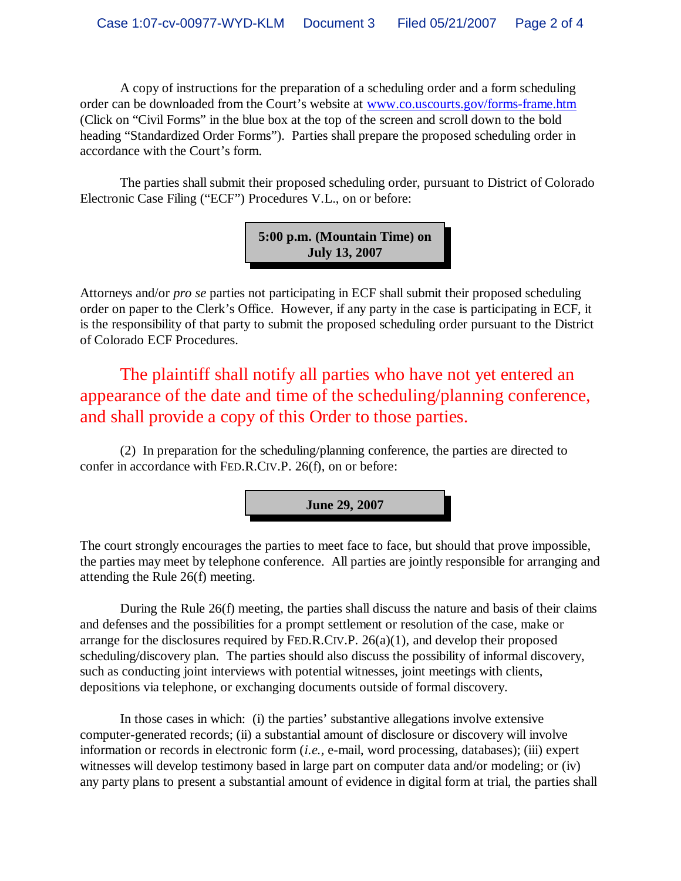A copy of instructions for the preparation of a scheduling order and a form scheduling order can be downloaded from the Court's website at www.co.uscourts.gov/forms-frame.htm (Click on "Civil Forms" in the blue box at the top of the screen and scroll down to the bold heading "Standardized Order Forms"). Parties shall prepare the proposed scheduling order in accordance with the Court's form.

The parties shall submit their proposed scheduling order, pursuant to District of Colorado Electronic Case Filing ("ECF") Procedures V.L., on or before:

**5:00 p.m. (Mountain Time) on July 13, 2007**

Attorneys and/or *pro se* parties not participating in ECF shall submit their proposed scheduling order on paper to the Clerk's Office. However, if any party in the case is participating in ECF, it is the responsibility of that party to submit the proposed scheduling order pursuant to the District of Colorado ECF Procedures.

The plaintiff shall notify all parties who have not yet entered an appearance of the date and time of the scheduling/planning conference, and shall provide a copy of this Order to those parties.

(2) In preparation for the scheduling/planning conference, the parties are directed to confer in accordance with FED.R.CIV.P. 26(f), on or before:

**June 29, 2007**

The court strongly encourages the parties to meet face to face, but should that prove impossible, the parties may meet by telephone conference. All parties are jointly responsible for arranging and attending the Rule 26(f) meeting.

During the Rule 26(f) meeting, the parties shall discuss the nature and basis of their claims and defenses and the possibilities for a prompt settlement or resolution of the case, make or arrange for the disclosures required by FED.R.CIV.P. 26(a)(1), and develop their proposed scheduling/discovery plan. The parties should also discuss the possibility of informal discovery, such as conducting joint interviews with potential witnesses, joint meetings with clients, depositions via telephone, or exchanging documents outside of formal discovery.

In those cases in which: (i) the parties' substantive allegations involve extensive computer-generated records; (ii) a substantial amount of disclosure or discovery will involve information or records in electronic form (*i.e.*, e-mail, word processing, databases); (iii) expert witnesses will develop testimony based in large part on computer data and/or modeling; or (iv) any party plans to present a substantial amount of evidence in digital form at trial, the parties shall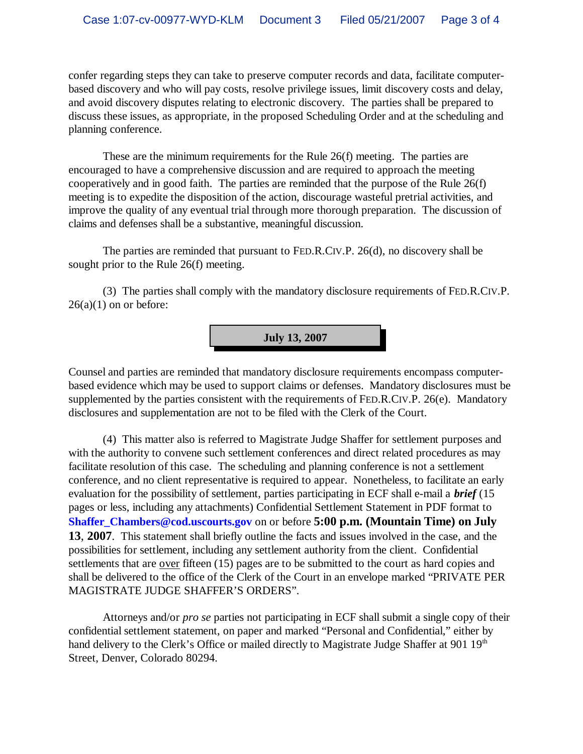confer regarding steps they can take to preserve computer records and data, facilitate computer-based discovery and who will pay costs, resolve privilege issues, limit discovery costs and delay, and avoid discovery disputes relating to electronic discovery. The parties shall be prepared to discuss these issues, as appropriate, in the proposed Scheduling Order and at the scheduling and planning conference.

These are the minimum requirements for the Rule 26(f) meeting. The parties are encouraged to have a comprehensive discussion and are required to approach the meeting cooperatively and in good faith. The parties are reminded that the purpose of the Rule 26(f) meeting is to expedite the disposition of the action, discourage wasteful pretrial activities, and improve the quality of any eventual trial through more thorough preparation. The discussion of claims and defenses shall be a substantive, meaningful discussion.

The parties are reminded that pursuant to FED.R.CIV.P. 26(d), no discovery shall be sought prior to the Rule 26(f) meeting.

(3) The parties shall comply with the mandatory disclosure requirements of FED.R.CIV.P. 26(a)(1) on or before:

**July 13, 2007**

Counsel and parties are reminded that mandatory disclosure requirements encompass computer-based evidence which may be used to support claims or defenses. Mandatory disclosures must be supplemented by the parties consistent with the requirements of FED.R.CIV.P. 26(e). Mandatory disclosures and supplementation are not to be filed with the Clerk of the Court.

(4) This matter also is referred to Magistrate Judge Shaffer for settlement purposes and with the authority to convene such settlement conferences and direct related procedures as may facilitate resolution of this case. The scheduling and planning conference is not a settlement conference, and no client representative is required to appear. Nonetheless, to facilitate an early evaluation for the possibility of settlement, parties participating in ECF shall e-mail a ***brief*** (15 pages or less, including any attachments) Confidential Settlement Statement in PDF format to **Shaffer_Chambers@cod.uscourts.gov** on or before **5:00 p.m. (Mountain Time) on July 13**, **2007**. This statement shall briefly outline the facts and issues involved in the case, and the possibilities for settlement, including any settlement authority from the client. Confidential settlements that are over fifteen (15) pages are to be submitted to the court as hard copies and shall be delivered to the office of the Clerk of the Court in an envelope marked "PRIVATE PER MAGISTRATE JUDGE SHAFFER'S ORDERS".

Attorneys and/or *pro se* parties not participating in ECF shall submit a single copy of their confidential settlement statement, on paper and marked "Personal and Confidential," either by hand delivery to the Clerk's Office or mailed directly to Magistrate Judge Shaffer at 901 19th Street, Denver, Colorado 80294.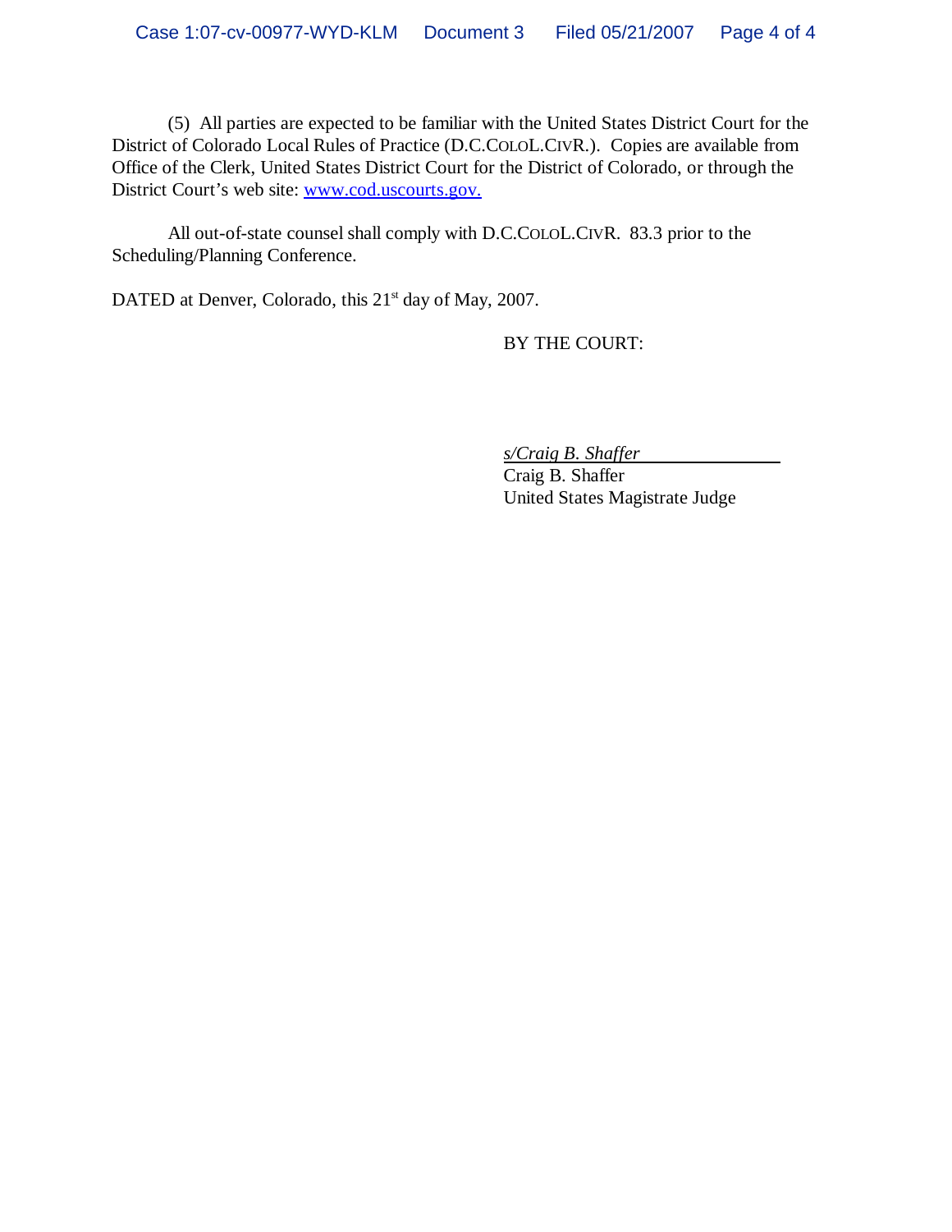(5) All parties are expected to be familiar with the United States District Court for the District of Colorado Local Rules of Practice (D.C.COLO.L.CIVR.). Copies are available from Office of the Clerk, United States District Court for the District of Colorado, or through the District Court's web site: [www.cod.uscourts.gov.](http://www.cod.uscourts.gov)

All out-of-state counsel shall comply with D.C.COLO.L.CIVR. 83.3 prior to the Scheduling/Planning Conference.

DATED at Denver, Colorado, this 21st day of May, 2007.

BY THE COURT:

*s/Craig B. Shaffer*
Craig B. Shaffer
United States Magistrate Judge